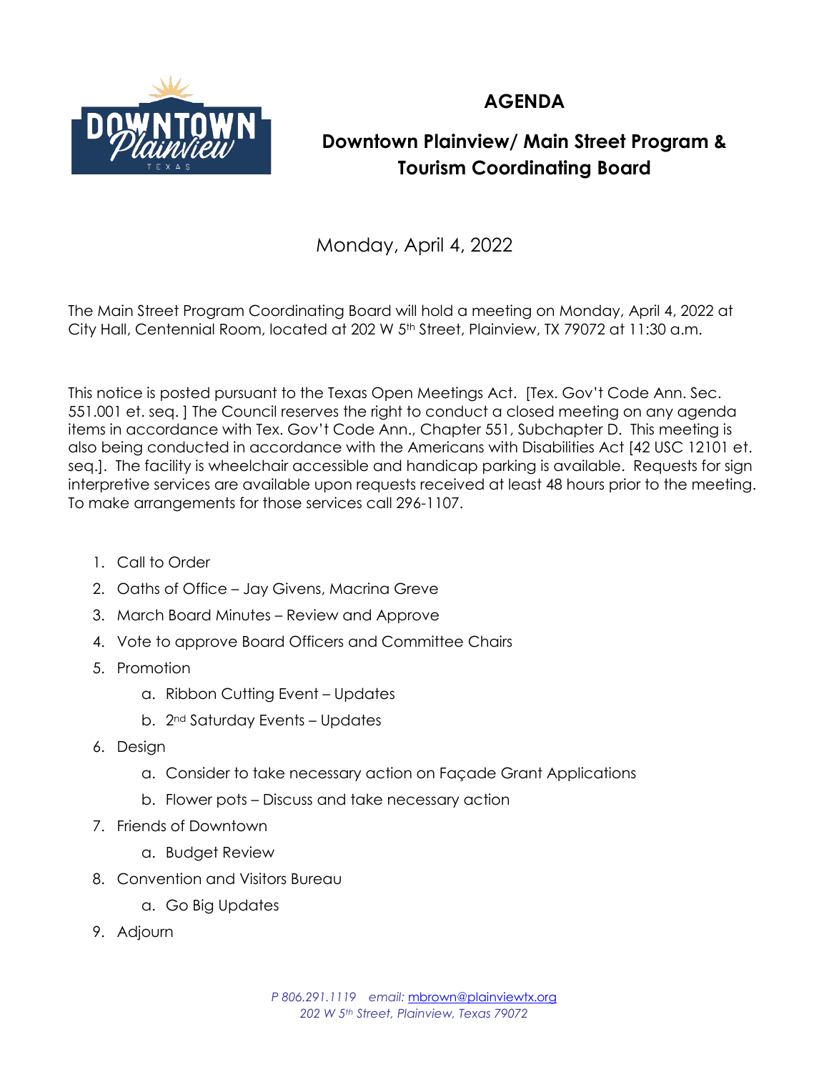# AGENDA

## Downtown Plainview/ Main Street Program & Tourism Coordinating Board

Monday, April 4, 2022

The Main Street Program Coordinating Board will hold a meeting on Monday, April 4, 2022 at City Hall, Centennial Room, located at 202 W 5th Street, Plainview, TX 79072 at 11:30 a.m.

This notice is posted pursuant to the Texas Open Meetings Act. [Tex. Gov't Code Ann. Sec. 551.001 et. seq. ] The Council reserves the right to conduct a closed meeting on any agenda items in accordance with Tex. Gov't Code Ann., Chapter 551, Subchapter D. This meeting is also being conducted in accordance with the Americans with Disabilities Act [42 USC 12101 et. seq.]. The facility is wheelchair accessible and handicap parking is available. Requests for sign interpretive services are available upon requests received at least 48 hours prior to the meeting. To make arrangements for those services call 296-1107.

1. Call to Order
2. Oaths of Office – Jay Givens, Macrina Greve
3. March Board Minutes – Review and Approve
4. Vote to approve Board Officers and Committee Chairs
5. Promotion
   a. Ribbon Cutting Event – Updates
   b. 2nd Saturday Events – Updates
6. Design
   a. Consider to take necessary action on Façade Grant Applications
   b. Flower pots – Discuss and take necessary action
7. Friends of Downtown
   a. Budget Review
8. Convention and Visitors Bureau
   a. Go Big Updates
9. Adjourn

*P 806.291.1119 email: mbrown@plainviewtx.org*
*202 W 5th Street, Plainview, Texas 79072*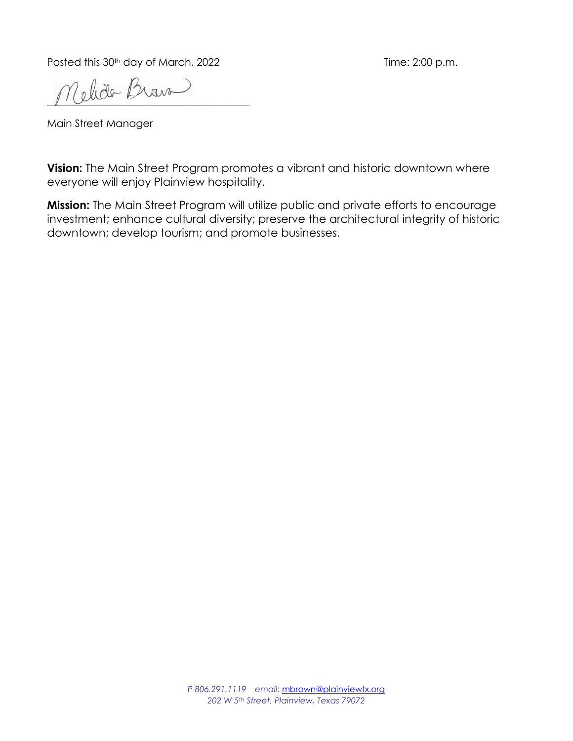Posted this 30th day of March, 2022 Time: 2:00 p.m.

Melida Brown
\_\_\_\_\_\_\_\_\_\_\_\_\_\_\_\_\_\_\_\_\_\_\_\_\_\_\_\_\_\_\_\_\_\_\_\_\_\_\_\_

Main Street Manager

**Vision:** The Main Street Program promotes a vibrant and historic downtown where everyone will enjoy Plainview hospitality.

**Mission:** The Main Street Program will utilize public and private efforts to encourage investment; enhance cultural diversity; preserve the architectural integrity of historic downtown; develop tourism; and promote businesses.

*P 806.291.1119 email:* mbrown@plainviewtx.org
*202 W 5th Street, Plainview, Texas 79072*